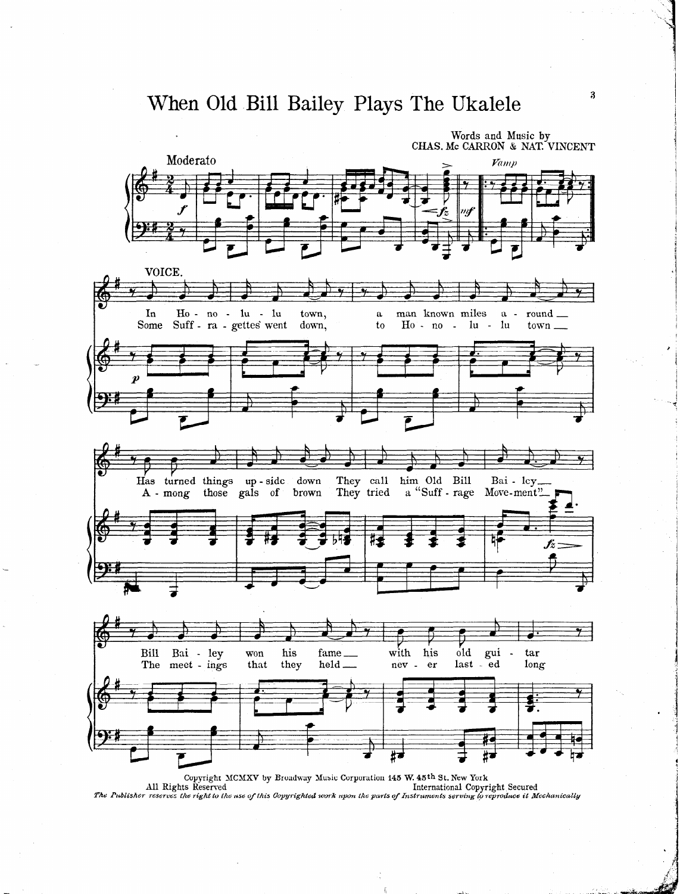# When Old Bill Bailey Plays The Ukalele

Words and Music by
CHAS. Mc CARRON & NAT. VINCENT

Moderato

Vamp

VOICE.

In Ho - no - lu - lu town, a man known miles a - round
Some Suff - ra - gettes went down, to Ho - no - lu - lu town

Has turned things up - side down They call him Old Bill Bai - ley
A - mong those gals of brown They tried a "Suff - rage Move-ment"

Bill Bai - ley won his fame with his old gui - tar
The meet - ings that they held nev - er last - ed long

Copyright MCMXV by Broadway Music Corporation 145 W. 45th St. New York
All Rights Reserved International Copyright Secured
*The Publisher reserves the right to the use of this Copyrighted work upon the parts of Instruments serving to reproduce it Mechanically*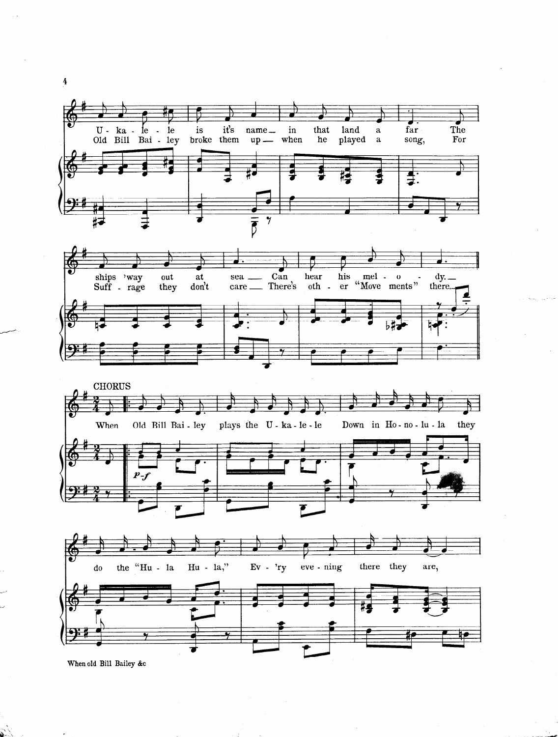U - ka - le - le is it's name — in that land a far The
Old Bill Bai - ley broke them up — when he played a song, For

ships 'way out at sea — Can hear his mel - o - dy. —
Suff - rage they don't care — There's oth - er "Move ments" there.

CHORUS

When Old Bill Bai - ley plays the U - ka - le - le Down in Ho - no - lu - la they

*p-f*

do the "Hu - la Hu - la," Ev - 'ry eve - ning there they are,

When old Bill Bailey &c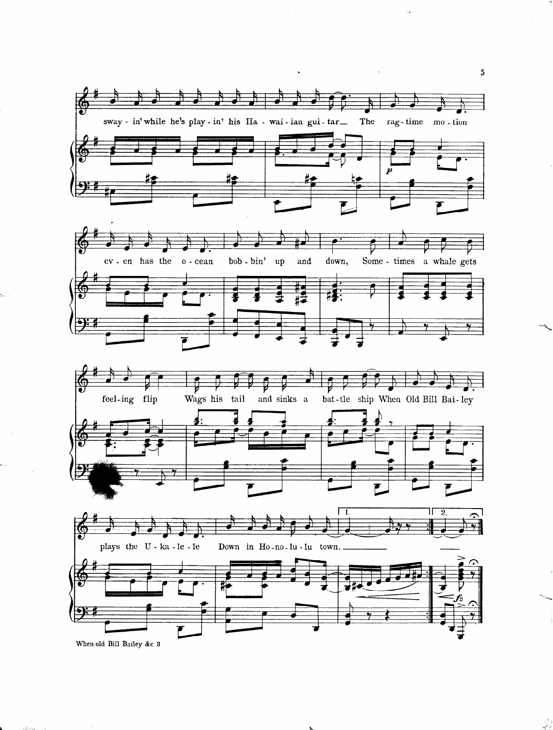sway - in' while he's play - in' his Ha - wai - ian gui - tar_ The rag - time mo - tion

ev - en has the o - cean bob - bin' up and down, Some - times a whale gets

feel - ing flip Wags his tail and sinks a bat - tle ship When Old Bill Bai - ley

plays the U - ka - le - le Down in Ho - no - lu - lu town.

1. 2.

*p*

*fz*